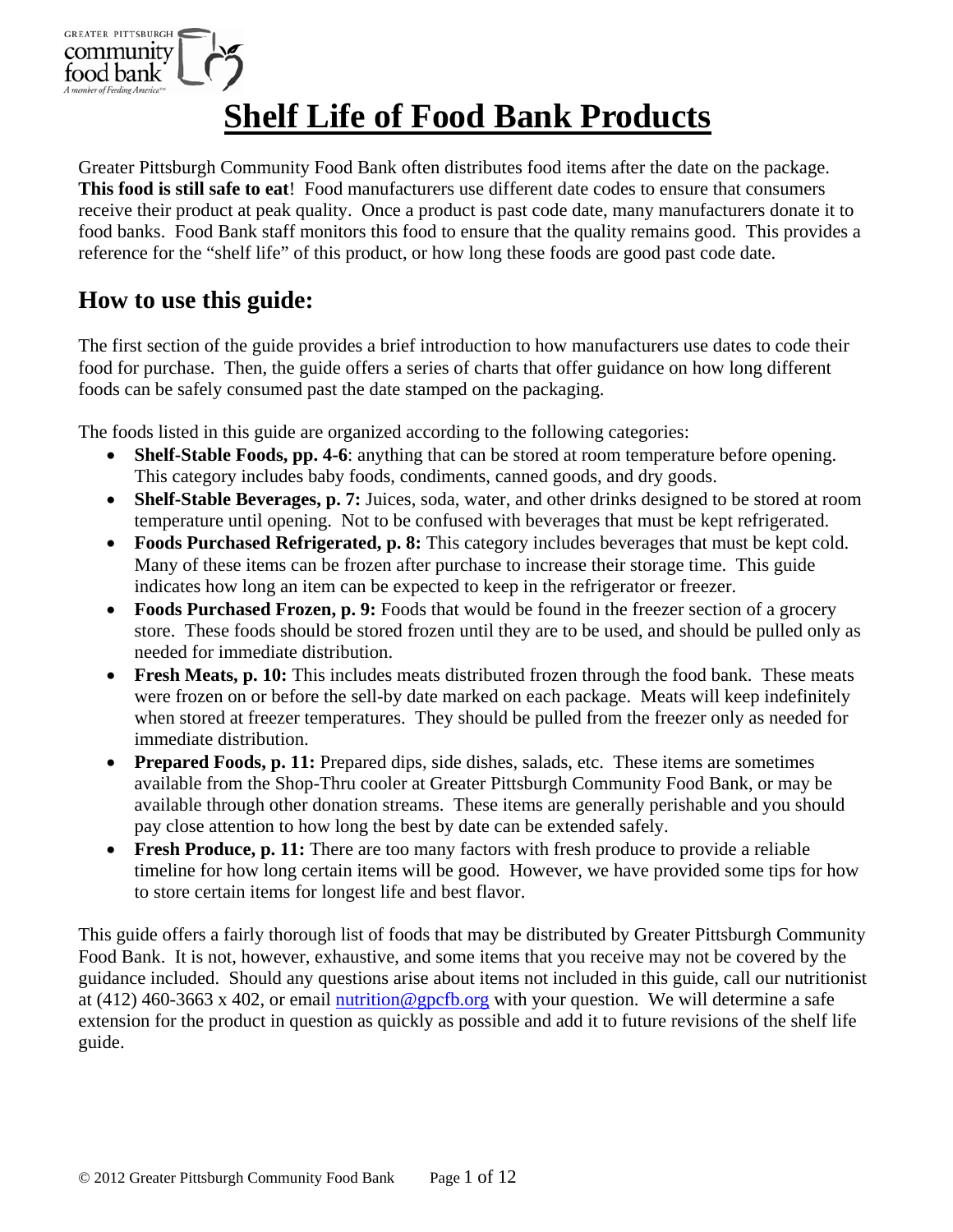# Shelf Life of Food Bank Products

Greater Pittsburgh Community Food Bank often distributes food items after the date on the package. **This food is still safe to eat**! Food manufacturers use different date codes to ensure that consumers receive their product at peak quality. Once a product is past code date, many manufacturers donate it to food banks. Food Bank staff monitors this food to ensure that the quality remains good. This provides a reference for the "shelf life" of this product, or how long these foods are good past code date.

## How to use this guide:

The first section of the guide provides a brief introduction to how manufacturers use dates to code their food for purchase. Then, the guide offers a series of charts that offer guidance on how long different foods can be safely consumed past the date stamped on the packaging.

The foods listed in this guide are organized according to the following categories:

- **Shelf-Stable Foods, pp. 4-6**: anything that can be stored at room temperature before opening. This category includes baby foods, condiments, canned goods, and dry goods.
- **Shelf-Stable Beverages, p. 7:** Juices, soda, water, and other drinks designed to be stored at room temperature until opening. Not to be confused with beverages that must be kept refrigerated.
- **Foods Purchased Refrigerated, p. 8:** This category includes beverages that must be kept cold. Many of these items can be frozen after purchase to increase their storage time. This guide indicates how long an item can be expected to keep in the refrigerator or freezer.
- **Foods Purchased Frozen, p. 9:** Foods that would be found in the freezer section of a grocery store. These foods should be stored frozen until they are to be used, and should be pulled only as needed for immediate distribution.
- **Fresh Meats, p. 10:** This includes meats distributed frozen through the food bank. These meats were frozen on or before the sell-by date marked on each package. Meats will keep indefinitely when stored at freezer temperatures. They should be pulled from the freezer only as needed for immediate distribution.
- **Prepared Foods, p. 11:** Prepared dips, side dishes, salads, etc. These items are sometimes available from the Shop-Thru cooler at Greater Pittsburgh Community Food Bank, or may be available through other donation streams. These items are generally perishable and you should pay close attention to how long the best by date can be extended safely.
- **Fresh Produce, p. 11:** There are too many factors with fresh produce to provide a reliable timeline for how long certain items will be good. However, we have provided some tips for how to store certain items for longest life and best flavor.

This guide offers a fairly thorough list of foods that may be distributed by Greater Pittsburgh Community Food Bank. It is not, however, exhaustive, and some items that you receive may not be covered by the guidance included. Should any questions arise about items not included in this guide, call our nutritionist at (412) 460-3663 x 402, or email nutrition@gpcfb.org with your question. We will determine a safe extension for the product in question as quickly as possible and add it to future revisions of the shelf life guide.

© 2012 Greater Pittsburgh Community Food Bank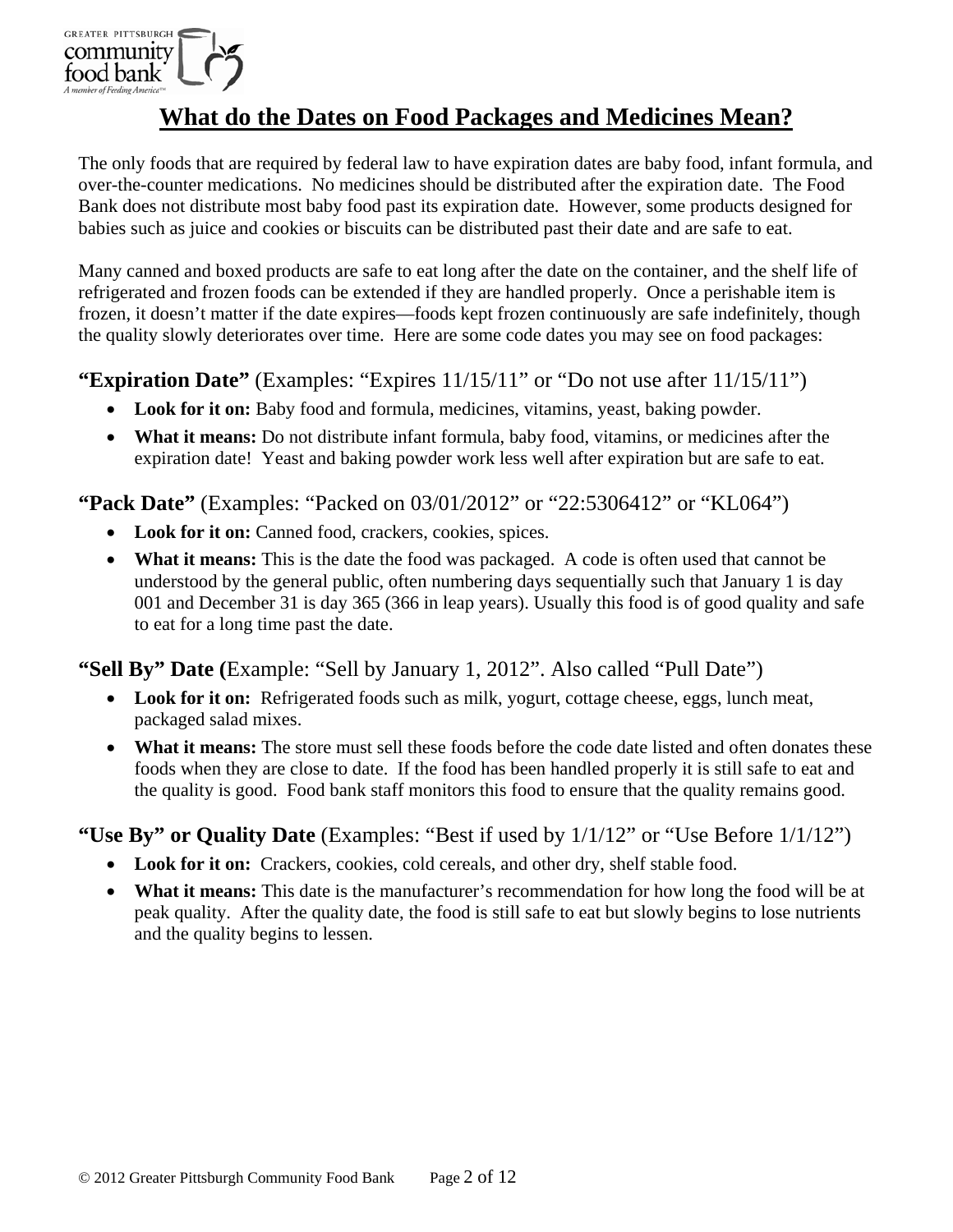# What do the Dates on Food Packages and Medicines Mean?

The only foods that are required by federal law to have expiration dates are baby food, infant formula, and over-the-counter medications. No medicines should be distributed after the expiration date. The Food Bank does not distribute most baby food past its expiration date. However, some products designed for babies such as juice and cookies or biscuits can be distributed past their date and are safe to eat.

Many canned and boxed products are safe to eat long after the date on the container, and the shelf life of refrigerated and frozen foods can be extended if they are handled properly. Once a perishable item is frozen, it doesn't matter if the date expires—foods kept frozen continuously are safe indefinitely, though the quality slowly deteriorates over time. Here are some code dates you may see on food packages:

### **"Expiration Date"** (Examples: "Expires 11/15/11" or "Do not use after 11/15/11")

- **Look for it on:** Baby food and formula, medicines, vitamins, yeast, baking powder.
- **What it means:** Do not distribute infant formula, baby food, vitamins, or medicines after the expiration date! Yeast and baking powder work less well after expiration but are safe to eat.

### **"Pack Date"** (Examples: "Packed on 03/01/2012" or "22:5306412" or "KL064")

- **Look for it on:** Canned food, crackers, cookies, spices.
- **What it means:** This is the date the food was packaged. A code is often used that cannot be understood by the general public, often numbering days sequentially such that January 1 is day 001 and December 31 is day 365 (366 in leap years). Usually this food is of good quality and safe to eat for a long time past the date.

### **"Sell By" Date (**Example: "Sell by January 1, 2012". Also called "Pull Date")

- **Look for it on:** Refrigerated foods such as milk, yogurt, cottage cheese, eggs, lunch meat, packaged salad mixes.
- **What it means:** The store must sell these foods before the code date listed and often donates these foods when they are close to date. If the food has been handled properly it is still safe to eat and the quality is good. Food bank staff monitors this food to ensure that the quality remains good.

### **"Use By" or Quality Date** (Examples: "Best if used by 1/1/12" or "Use Before 1/1/12")

- **Look for it on:** Crackers, cookies, cold cereals, and other dry, shelf stable food.
- **What it means:** This date is the manufacturer's recommendation for how long the food will be at peak quality. After the quality date, the food is still safe to eat but slowly begins to lose nutrients and the quality begins to lessen.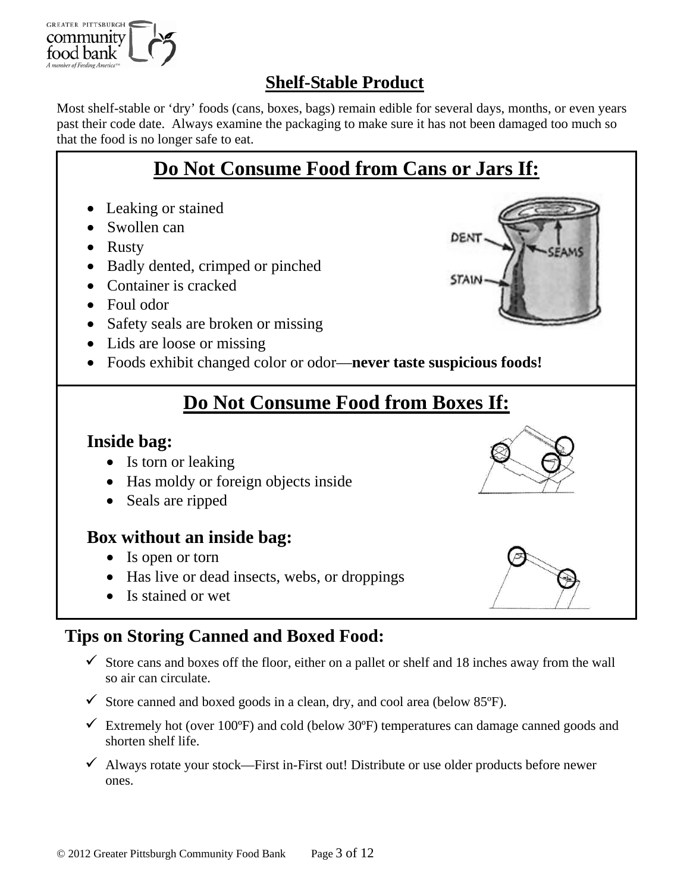# Shelf-Stable Product

Most shelf-stable or 'dry' foods (cans, boxes, bags) remain edible for several days, months, or even years past their code date. Always examine the packaging to make sure it has not been damaged too much so that the food is no longer safe to eat.

## Do Not Consume Food from Cans or Jars If:

- Leaking or stained
- Swollen can
- Rusty
- Badly dented, crimped or pinched
- Container is cracked
- Foul odor
- Safety seals are broken or missing
- Lids are loose or missing
- Foods exhibit changed color or odor—**never taste suspicious foods!**

## Do Not Consume Food from Boxes If:

### Inside bag:

- Is torn or leaking
- Has moldy or foreign objects inside
- Seals are ripped

### Box without an inside bag:

- Is open or torn
- Has live or dead insects, webs, or droppings
- Is stained or wet

## Tips on Storing Canned and Boxed Food:

- ✓ Store cans and boxes off the floor, either on a pallet or shelf and 18 inches away from the wall so air can circulate.
- ✓ Store canned and boxed goods in a clean, dry, and cool area (below 85ºF).
- ✓ Extremely hot (over 100ºF) and cold (below 30ºF) temperatures can damage canned goods and shorten shelf life.
- ✓ Always rotate your stock—First in-First out! Distribute or use older products before newer ones.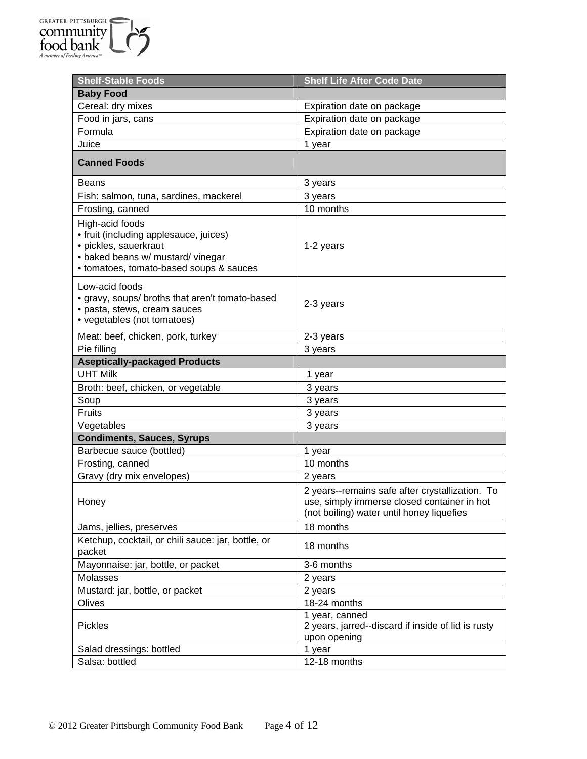| Shelf-Stable Foods | Shelf Life After Code Date |
|---|---|
| **Baby Food** | |
| Cereal: dry mixes | Expiration date on package |
| Food in jars, cans | Expiration date on package |
| Formula | Expiration date on package |
| Juice | 1 year |
| **Canned Foods** | |
| Beans | 3 years |
| Fish: salmon, tuna, sardines, mackerel | 3 years |
| Frosting, canned | 10 months |
| High-acid foods<br>• fruit (including applesauce, juices)<br>• pickles, sauerkraut<br>• baked beans w/ mustard/ vinegar<br>• tomatoes, tomato-based soups & sauces | 1-2 years |
| Low-acid foods<br>• gravy, soups/ broths that aren't tomato-based<br>• pasta, stews, cream sauces<br>• vegetables (not tomatoes) | 2-3 years |
| Meat: beef, chicken, pork, turkey | 2-3 years |
| Pie filling | 3 years |
| **Aseptically-packaged Products** | |
| UHT Milk | 1 year |
| Broth: beef, chicken, or vegetable | 3 years |
| Soup | 3 years |
| Fruits | 3 years |
| Vegetables | 3 years |
| **Condiments, Sauces, Syrups** | |
| Barbecue sauce (bottled) | 1 year |
| Frosting, canned | 10 months |
| Gravy (dry mix envelopes) | 2 years |
| Honey | 2 years--remains safe after crystallization. To use, simply immerse closed container in hot (not boiling) water until honey liquefies |
| Jams, jellies, preserves | 18 months |
| Ketchup, cocktail, or chili sauce: jar, bottle, or packet | 18 months |
| Mayonnaise: jar, bottle, or packet | 3-6 months |
| Molasses | 2 years |
| Mustard: jar, bottle, or packet | 2 years |
| Olives | 18-24 months |
| Pickles | 1 year, canned<br>2 years, jarred--discard if inside of lid is rusty upon opening |
| Salad dressings: bottled | 1 year |
| Salsa: bottled | 12-18 months |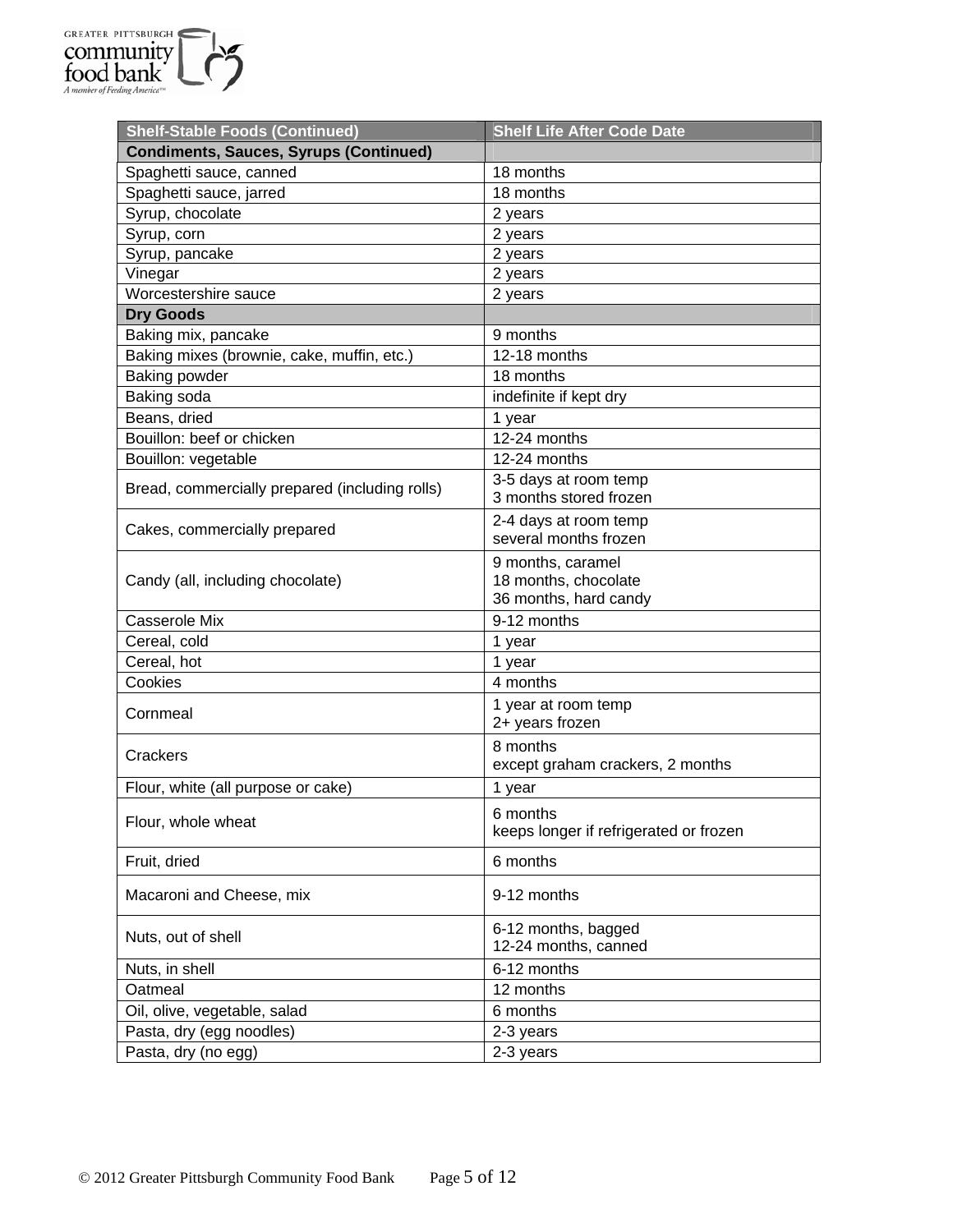| Shelf-Stable Foods (Continued) | Shelf Life After Code Date |
|---|---|
| **Condiments, Sauces, Syrups (Continued)** | |
| Spaghetti sauce, canned | 18 months |
| Spaghetti sauce, jarred | 18 months |
| Syrup, chocolate | 2 years |
| Syrup, corn | 2 years |
| Syrup, pancake | 2 years |
| Vinegar | 2 years |
| Worcestershire sauce | 2 years |
| **Dry Goods** | |
| Baking mix, pancake | 9 months |
| Baking mixes (brownie, cake, muffin, etc.) | 12-18 months |
| Baking powder | 18 months |
| Baking soda | indefinite if kept dry |
| Beans, dried | 1 year |
| Bouillon: beef or chicken | 12-24 months |
| Bouillon: vegetable | 12-24 months |
| Bread, commercially prepared (including rolls) | 3-5 days at room temp<br>3 months stored frozen |
| Cakes, commercially prepared | 2-4 days at room temp<br>several months frozen |
| Candy (all, including chocolate) | 9 months, caramel<br>18 months, chocolate<br>36 months, hard candy |
| Casserole Mix | 9-12 months |
| Cereal, cold | 1 year |
| Cereal, hot | 1 year |
| Cookies | 4 months |
| Cornmeal | 1 year at room temp<br>2+ years frozen |
| Crackers | 8 months<br>except graham crackers, 2 months |
| Flour, white (all purpose or cake) | 1 year |
| Flour, whole wheat | 6 months<br>keeps longer if refrigerated or frozen |
| Fruit, dried | 6 months |
| Macaroni and Cheese, mix | 9-12 months |
| Nuts, out of shell | 6-12 months, bagged<br>12-24 months, canned |
| Nuts, in shell | 6-12 months |
| Oatmeal | 12 months |
| Oil, olive, vegetable, salad | 6 months |
| Pasta, dry (egg noodles) | 2-3 years |
| Pasta, dry (no egg) | 2-3 years |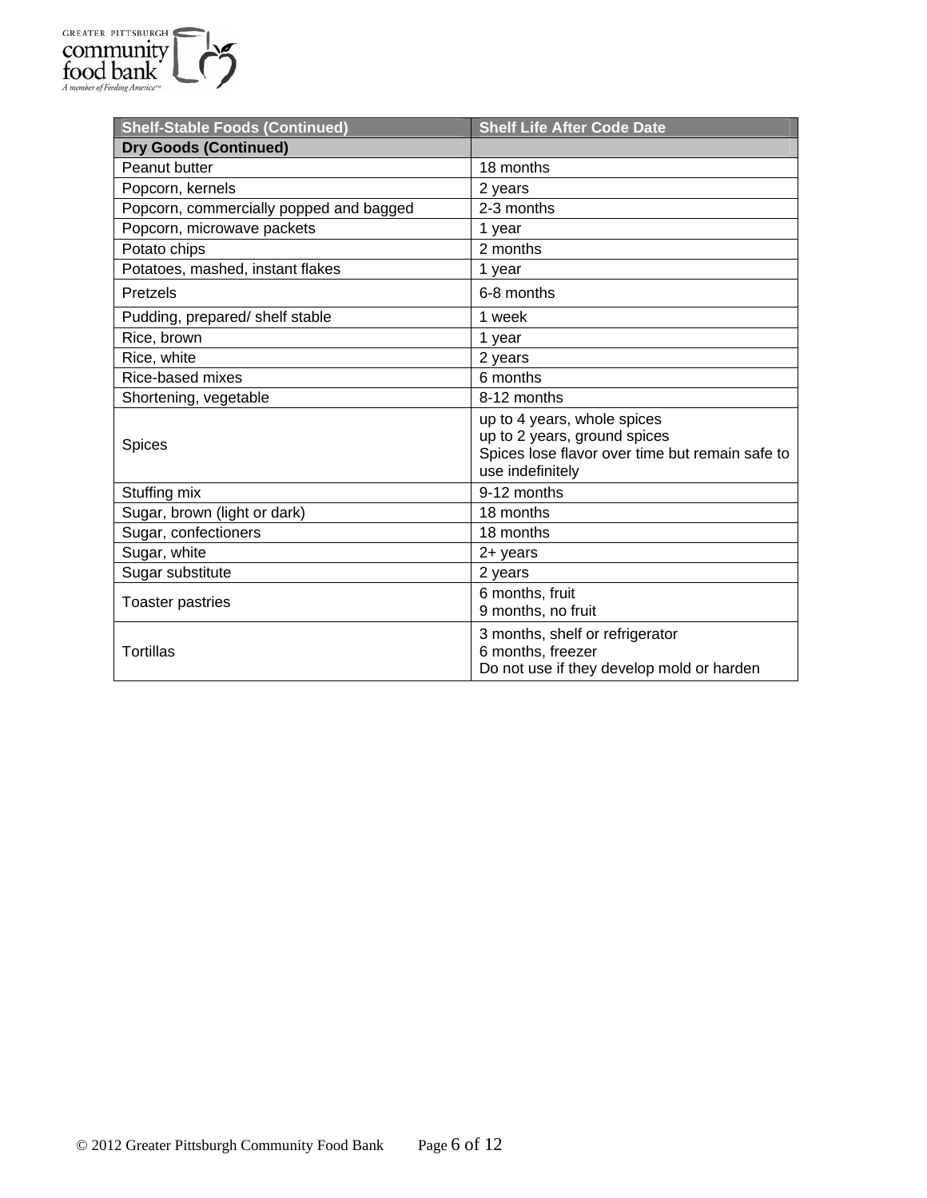| Shelf-Stable Foods (Continued) | Shelf Life After Code Date |
|---|---|
| **Dry Goods (Continued)** | |
| Peanut butter | 18 months |
| Popcorn, kernels | 2 years |
| Popcorn, commercially popped and bagged | 2-3 months |
| Popcorn, microwave packets | 1 year |
| Potato chips | 2 months |
| Potatoes, mashed, instant flakes | 1 year |
| Pretzels | 6-8 months |
| Pudding, prepared/ shelf stable | 1 week |
| Rice, brown | 1 year |
| Rice, white | 2 years |
| Rice-based mixes | 6 months |
| Shortening, vegetable | 8-12 months |
| Spices | up to 4 years, whole spices<br>up to 2 years, ground spices<br>Spices lose flavor over time but remain safe to use indefinitely |
| Stuffing mix | 9-12 months |
| Sugar, brown (light or dark) | 18 months |
| Sugar, confectioners | 18 months |
| Sugar, white | 2+ years |
| Sugar substitute | 2 years |
| Toaster pastries | 6 months, fruit<br>9 months, no fruit |
| Tortillas | 3 months, shelf or refrigerator<br>6 months, freezer<br>Do not use if they develop mold or harden |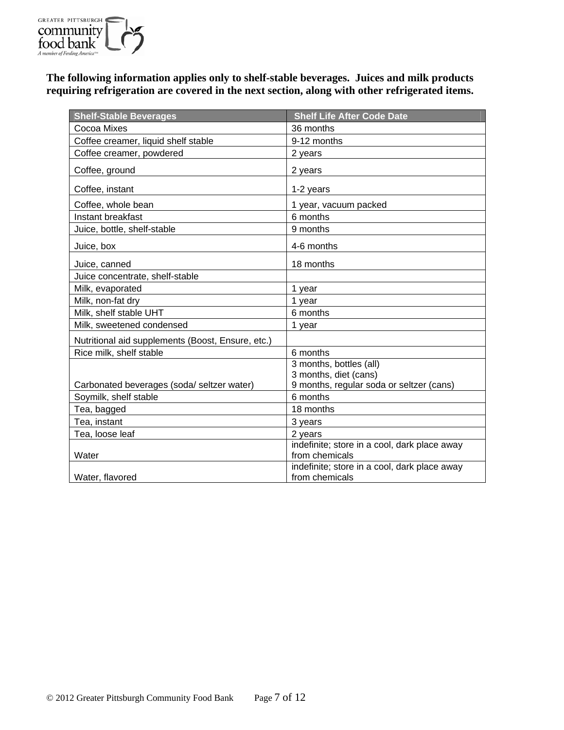**The following information applies only to shelf-stable beverages. Juices and milk products requiring refrigeration are covered in the next section, along with other refrigerated items.**

| Shelf-Stable Beverages | Shelf Life After Code Date |
|---|---|
| Cocoa Mixes | 36 months |
| Coffee creamer, liquid shelf stable | 9-12 months |
| Coffee creamer, powdered | 2 years |
| Coffee, ground | 2 years |
| Coffee, instant | 1-2 years |
| Coffee, whole bean | 1 year, vacuum packed |
| Instant breakfast | 6 months |
| Juice, bottle, shelf-stable | 9 months |
| Juice, box | 4-6 months |
| Juice, canned | 18 months |
| Juice concentrate, shelf-stable | |
| Milk, evaporated | 1 year |
| Milk, non-fat dry | 1 year |
| Milk, shelf stable UHT | 6 months |
| Milk, sweetened condensed | 1 year |
| Nutritional aid supplements (Boost, Ensure, etc.) | |
| Rice milk, shelf stable | 6 months |
| Carbonated beverages (soda/ seltzer water) | 3 months, bottles (all)<br>3 months, diet (cans)<br>9 months, regular soda or seltzer (cans) |
| Soymilk, shelf stable | 6 months |
| Tea, bagged | 18 months |
| Tea, instant | 3 years |
| Tea, loose leaf | 2 years |
| Water | indefinite; store in a cool, dark place away from chemicals |
| Water, flavored | indefinite; store in a cool, dark place away from chemicals |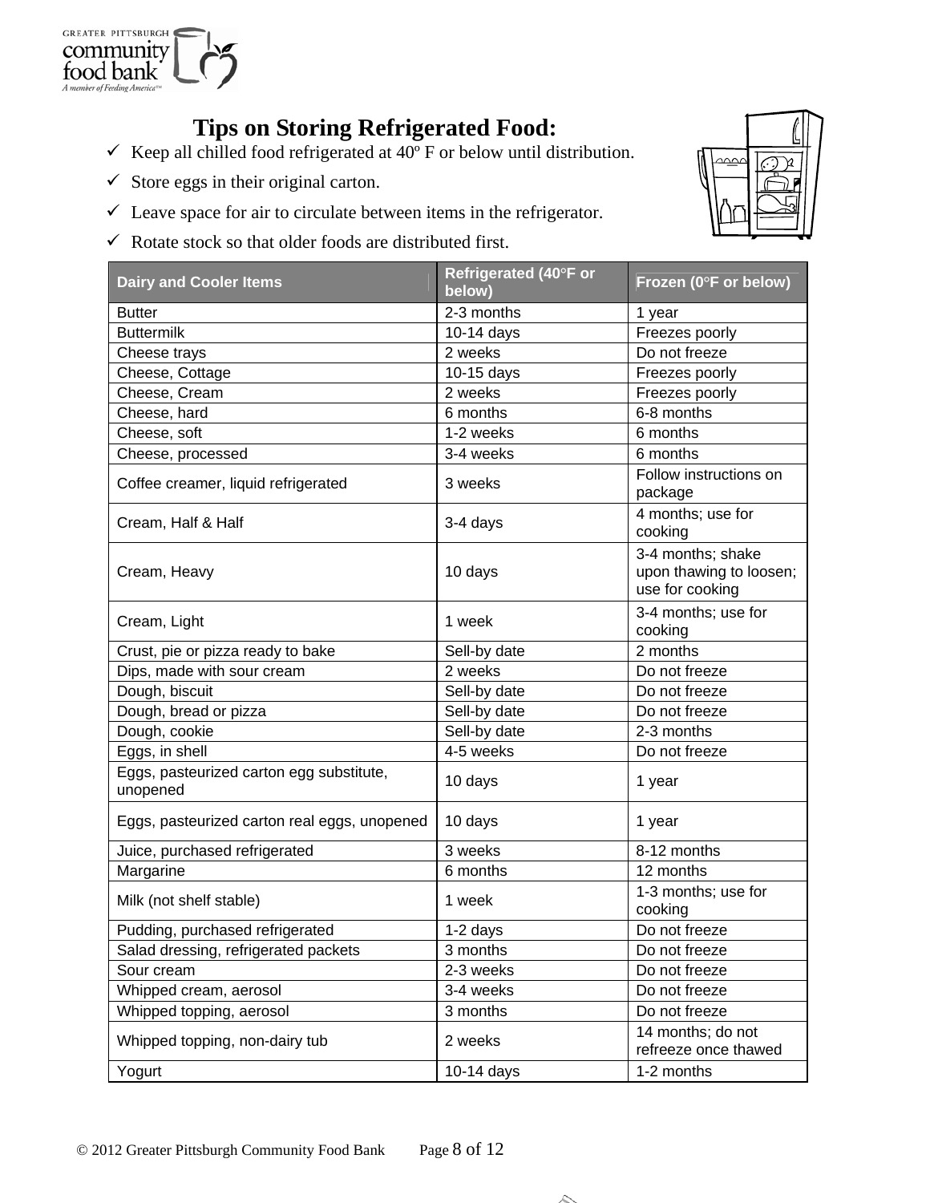## Tips on Storing Refrigerated Food:

- ✓ Keep all chilled food refrigerated at 40º F or below until distribution.
- ✓ Store eggs in their original carton.
- ✓ Leave space for air to circulate between items in the refrigerator.
- ✓ Rotate stock so that older foods are distributed first.

| Dairy and Cooler Items | Refrigerated (40°F or below) | Frozen (0°F or below) |
|---|---|---|
| Butter | 2-3 months | 1 year |
| Buttermilk | 10-14 days | Freezes poorly |
| Cheese trays | 2 weeks | Do not freeze |
| Cheese, Cottage | 10-15 days | Freezes poorly |
| Cheese, Cream | 2 weeks | Freezes poorly |
| Cheese, hard | 6 months | 6-8 months |
| Cheese, soft | 1-2 weeks | 6 months |
| Cheese, processed | 3-4 weeks | 6 months |
| Coffee creamer, liquid refrigerated | 3 weeks | Follow instructions on package |
| Cream, Half & Half | 3-4 days | 4 months; use for cooking |
| Cream, Heavy | 10 days | 3-4 months; shake upon thawing to loosen; use for cooking |
| Cream, Light | 1 week | 3-4 months; use for cooking |
| Crust, pie or pizza ready to bake | Sell-by date | 2 months |
| Dips, made with sour cream | 2 weeks | Do not freeze |
| Dough, biscuit | Sell-by date | Do not freeze |
| Dough, bread or pizza | Sell-by date | Do not freeze |
| Dough, cookie | Sell-by date | 2-3 months |
| Eggs, in shell | 4-5 weeks | Do not freeze |
| Eggs, pasteurized carton egg substitute, unopened | 10 days | 1 year |
| Eggs, pasteurized carton real eggs, unopened | 10 days | 1 year |
| Juice, purchased refrigerated | 3 weeks | 8-12 months |
| Margarine | 6 months | 12 months |
| Milk (not shelf stable) | 1 week | 1-3 months; use for cooking |
| Pudding, purchased refrigerated | 1-2 days | Do not freeze |
| Salad dressing, refrigerated packets | 3 months | Do not freeze |
| Sour cream | 2-3 weeks | Do not freeze |
| Whipped cream, aerosol | 3-4 weeks | Do not freeze |
| Whipped topping, aerosol | 3 months | Do not freeze |
| Whipped topping, non-dairy tub | 2 weeks | 14 months; do not refreeze once thawed |
| Yogurt | 10-14 days | 1-2 months |

© 2012 Greater Pittsburgh Community Food Bank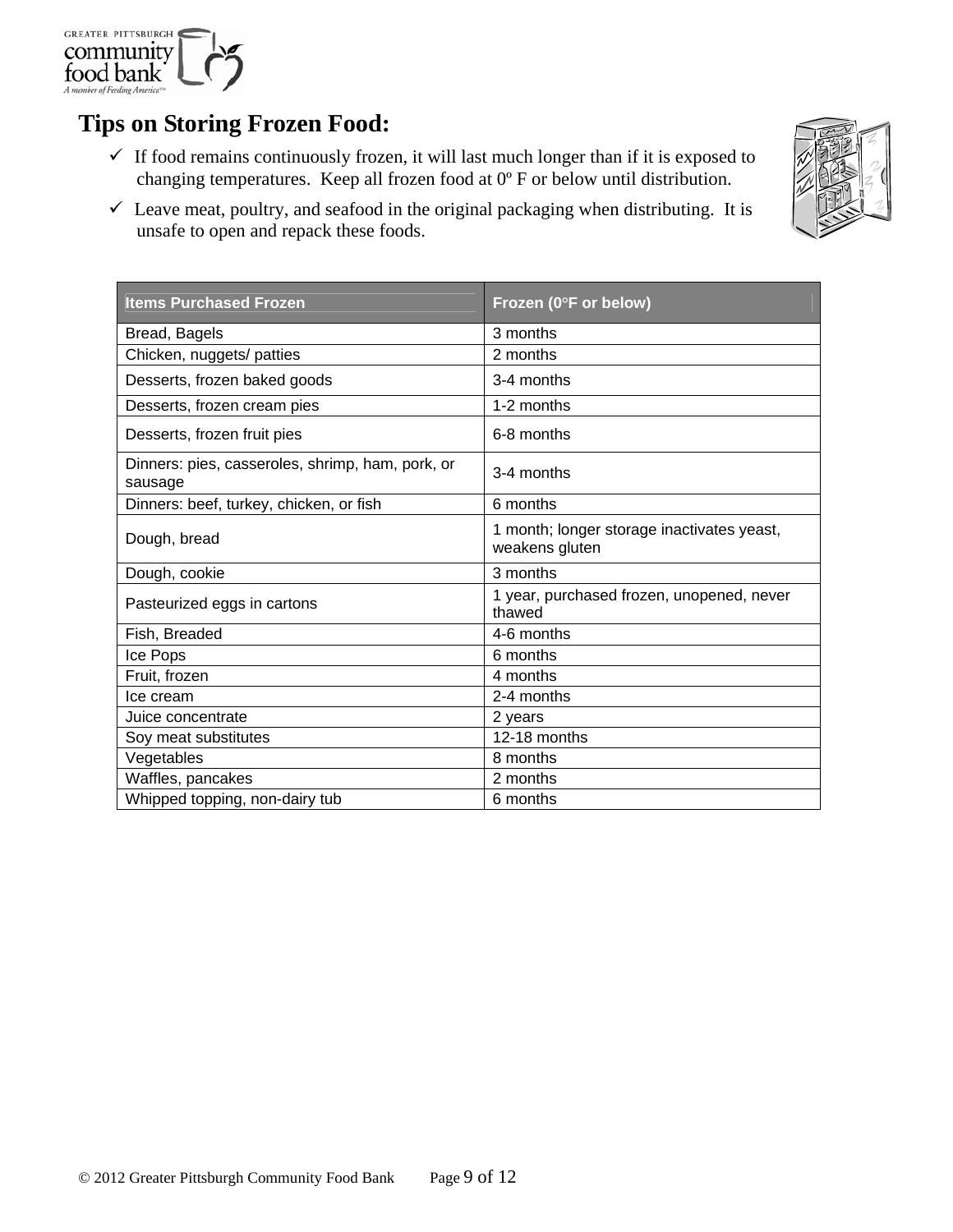## Tips on Storing Frozen Food:

- ✓ If food remains continuously frozen, it will last much longer than if it is exposed to changing temperatures. Keep all frozen food at 0º F or below until distribution.
- ✓ Leave meat, poultry, and seafood in the original packaging when distributing. It is unsafe to open and repack these foods.

| Items Purchased Frozen | Frozen (0°F or below) |
|---|---|
| Bread, Bagels | 3 months |
| Chicken, nuggets/ patties | 2 months |
| Desserts, frozen baked goods | 3-4 months |
| Desserts, frozen cream pies | 1-2 months |
| Desserts, frozen fruit pies | 6-8 months |
| Dinners: pies, casseroles, shrimp, ham, pork, or sausage | 3-4 months |
| Dinners: beef, turkey, chicken, or fish | 6 months |
| Dough, bread | 1 month; longer storage inactivates yeast, weakens gluten |
| Dough, cookie | 3 months |
| Pasteurized eggs in cartons | 1 year, purchased frozen, unopened, never thawed |
| Fish, Breaded | 4-6 months |
| Ice Pops | 6 months |
| Fruit, frozen | 4 months |
| Ice cream | 2-4 months |
| Juice concentrate | 2 years |
| Soy meat substitutes | 12-18 months |
| Vegetables | 8 months |
| Waffles, pancakes | 2 months |
| Whipped topping, non-dairy tub | 6 months |

© 2012 Greater Pittsburgh Community Food Bank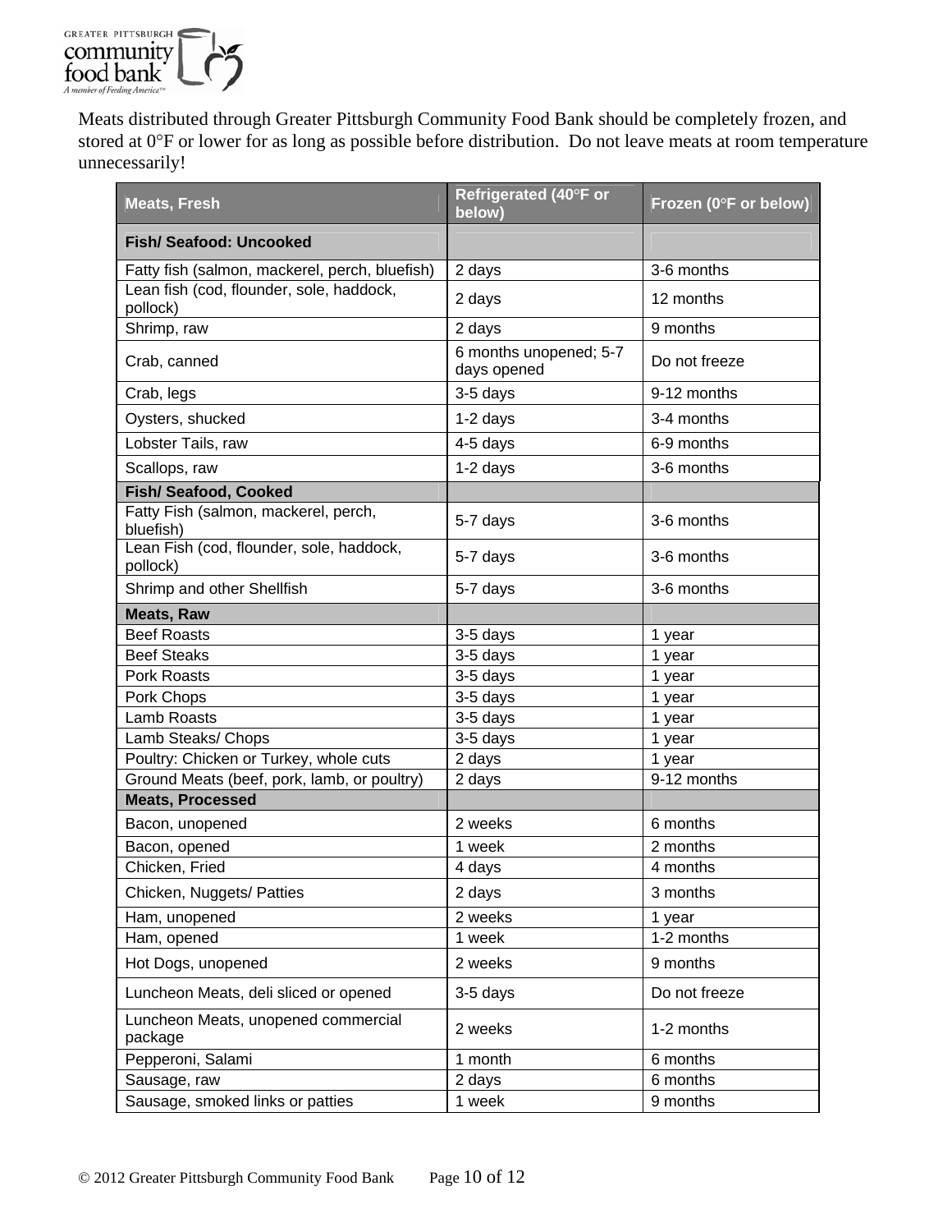Meats distributed through Greater Pittsburgh Community Food Bank should be completely frozen, and stored at 0°F or lower for as long as possible before distribution. Do not leave meats at room temperature unnecessarily!

| Meats, Fresh | Refrigerated (40°F or below) | Frozen (0°F or below) |
|---|---|---|
| **Fish/ Seafood: Uncooked** | | |
| Fatty fish (salmon, mackerel, perch, bluefish) | 2 days | 3-6 months |
| Lean fish (cod, flounder, sole, haddock, pollock) | 2 days | 12 months |
| Shrimp, raw | 2 days | 9 months |
| Crab, canned | 6 months unopened; 5-7 days opened | Do not freeze |
| Crab, legs | 3-5 days | 9-12 months |
| Oysters, shucked | 1-2 days | 3-4 months |
| Lobster Tails, raw | 4-5 days | 6-9 months |
| Scallops, raw | 1-2 days | 3-6 months |
| **Fish/ Seafood, Cooked** | | |
| Fatty Fish (salmon, mackerel, perch, bluefish) | 5-7 days | 3-6 months |
| Lean Fish (cod, flounder, sole, haddock, pollock) | 5-7 days | 3-6 months |
| Shrimp and other Shellfish | 5-7 days | 3-6 months |
| **Meats, Raw** | | |
| Beef Roasts | 3-5 days | 1 year |
| Beef Steaks | 3-5 days | 1 year |
| Pork Roasts | 3-5 days | 1 year |
| Pork Chops | 3-5 days | 1 year |
| Lamb Roasts | 3-5 days | 1 year |
| Lamb Steaks/ Chops | 3-5 days | 1 year |
| Poultry: Chicken or Turkey, whole cuts | 2 days | 1 year |
| Ground Meats (beef, pork, lamb, or poultry) | 2 days | 9-12 months |
| **Meats, Processed** | | |
| Bacon, unopened | 2 weeks | 6 months |
| Bacon, opened | 1 week | 2 months |
| Chicken, Fried | 4 days | 4 months |
| Chicken, Nuggets/ Patties | 2 days | 3 months |
| Ham, unopened | 2 weeks | 1 year |
| Ham, opened | 1 week | 1-2 months |
| Hot Dogs, unopened | 2 weeks | 9 months |
| Luncheon Meats, deli sliced or opened | 3-5 days | Do not freeze |
| Luncheon Meats, unopened commercial package | 2 weeks | 1-2 months |
| Pepperoni, Salami | 1 month | 6 months |
| Sausage, raw | 2 days | 6 months |
| Sausage, smoked links or patties | 1 week | 9 months |

© 2012 Greater Pittsburgh Community Food Bank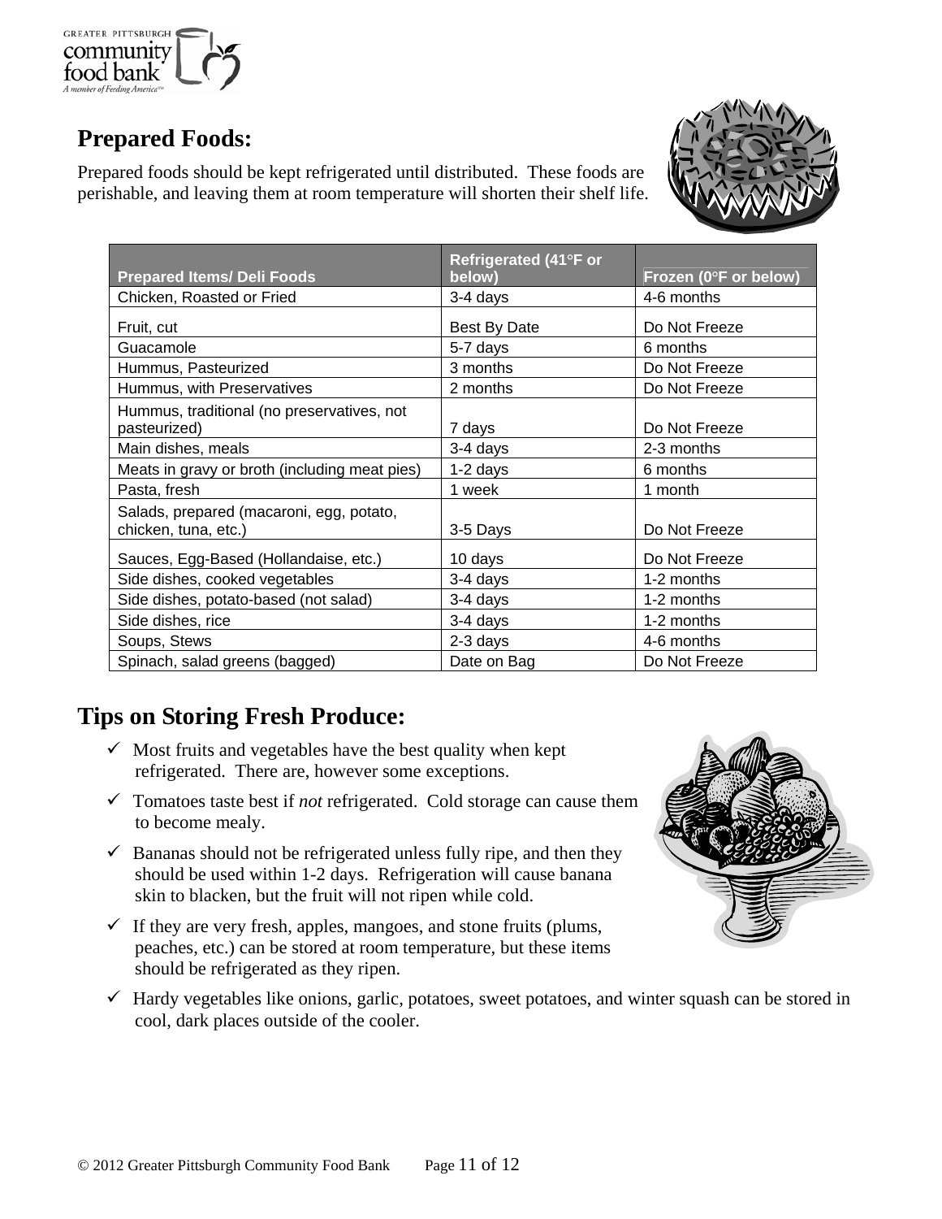## Prepared Foods:

Prepared foods should be kept refrigerated until distributed. These foods are perishable, and leaving them at room temperature will shorten their shelf life.

| Prepared Items/ Deli Foods | Refrigerated (41°F or below) | Frozen (0°F or below) |
|---|---|---|
| Chicken, Roasted or Fried | 3-4 days | 4-6 months |
| Fruit, cut | Best By Date | Do Not Freeze |
| Guacamole | 5-7 days | 6 months |
| Hummus, Pasteurized | 3 months | Do Not Freeze |
| Hummus, with Preservatives | 2 months | Do Not Freeze |
| Hummus, traditional (no preservatives, not pasteurized) | 7 days | Do Not Freeze |
| Main dishes, meals | 3-4 days | 2-3 months |
| Meats in gravy or broth (including meat pies) | 1-2 days | 6 months |
| Pasta, fresh | 1 week | 1 month |
| Salads, prepared (macaroni, egg, potato, chicken, tuna, etc.) | 3-5 Days | Do Not Freeze |
| Sauces, Egg-Based (Hollandaise, etc.) | 10 days | Do Not Freeze |
| Side dishes, cooked vegetables | 3-4 days | 1-2 months |
| Side dishes, potato-based (not salad) | 3-4 days | 1-2 months |
| Side dishes, rice | 3-4 days | 1-2 months |
| Soups, Stews | 2-3 days | 4-6 months |
| Spinach, salad greens (bagged) | Date on Bag | Do Not Freeze |

## Tips on Storing Fresh Produce:

- ✓ Most fruits and vegetables have the best quality when kept refrigerated. There are, however some exceptions.
- ✓ Tomatoes taste best if *not* refrigerated. Cold storage can cause them to become mealy.
- ✓ Bananas should not be refrigerated unless fully ripe, and then they should be used within 1-2 days. Refrigeration will cause banana skin to blacken, but the fruit will not ripen while cold.
- ✓ If they are very fresh, apples, mangoes, and stone fruits (plums, peaches, etc.) can be stored at room temperature, but these items should be refrigerated as they ripen.
- ✓ Hardy vegetables like onions, garlic, potatoes, sweet potatoes, and winter squash can be stored in cool, dark places outside of the cooler.

© 2012 Greater Pittsburgh Community Food Bank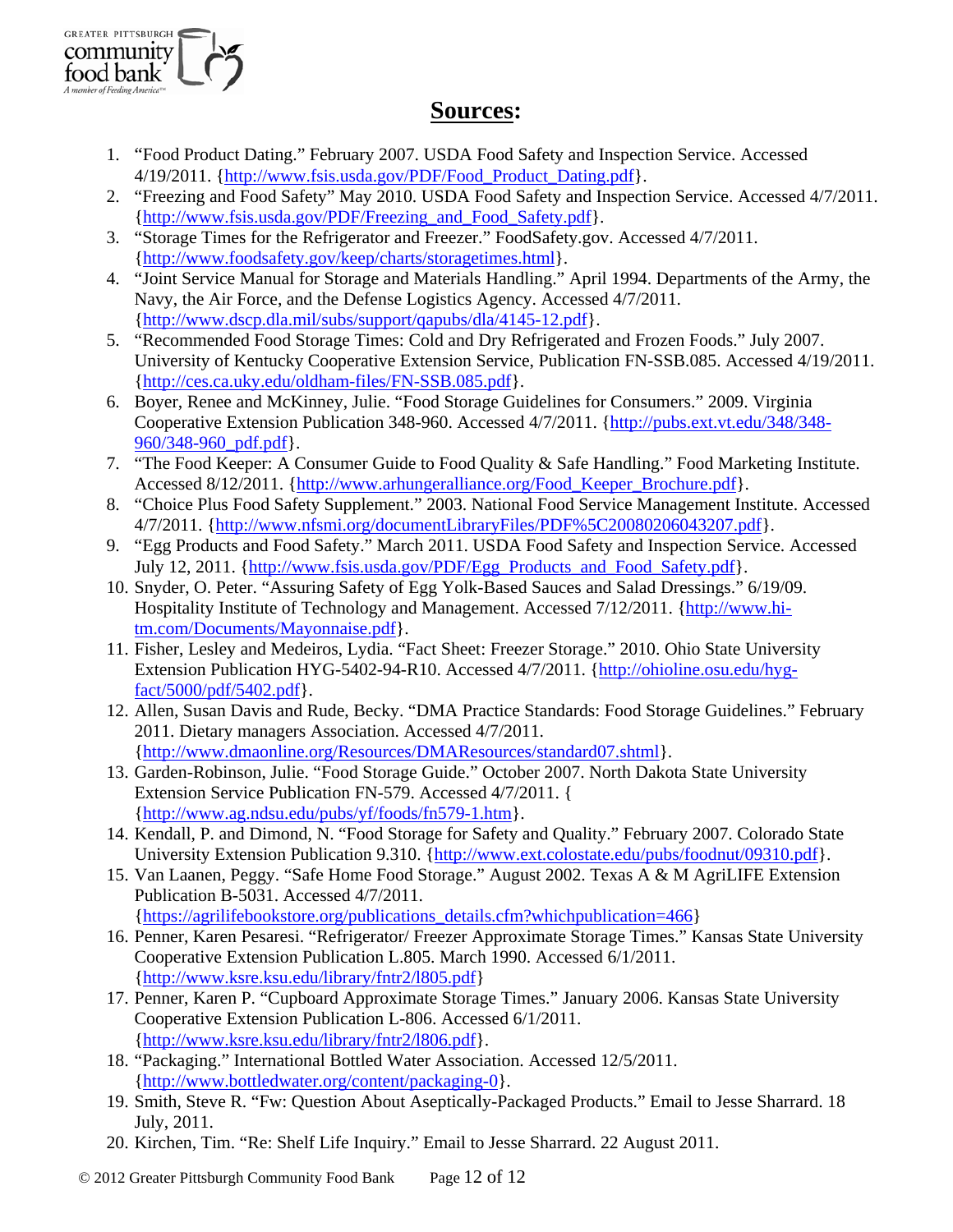# Sources:

1. "Food Product Dating." February 2007. USDA Food Safety and Inspection Service. Accessed 4/19/2011. {http://www.fsis.usda.gov/PDF/Food_Product_Dating.pdf}.
2. "Freezing and Food Safety" May 2010. USDA Food Safety and Inspection Service. Accessed 4/7/2011. {http://www.fsis.usda.gov/PDF/Freezing_and_Food_Safety.pdf}.
3. "Storage Times for the Refrigerator and Freezer." FoodSafety.gov. Accessed 4/7/2011. {http://www.foodsafety.gov/keep/charts/storagetimes.html}.
4. "Joint Service Manual for Storage and Materials Handling." April 1994. Departments of the Army, the Navy, the Air Force, and the Defense Logistics Agency. Accessed 4/7/2011. {http://www.dscp.dla.mil/subs/support/qapubs/dla/4145-12.pdf}.
5. "Recommended Food Storage Times: Cold and Dry Refrigerated and Frozen Foods." July 2007. University of Kentucky Cooperative Extension Service, Publication FN-SSB.085. Accessed 4/19/2011. {http://ces.ca.uky.edu/oldham-files/FN-SSB.085.pdf}.
6. Boyer, Renee and McKinney, Julie. "Food Storage Guidelines for Consumers." 2009. Virginia Cooperative Extension Publication 348-960. Accessed 4/7/2011. {http://pubs.ext.vt.edu/348/348-960/348-960_pdf.pdf}.
7. "The Food Keeper: A Consumer Guide to Food Quality & Safe Handling." Food Marketing Institute. Accessed 8/12/2011. {http://www.arhungeralliance.org/Food_Keeper_Brochure.pdf}.
8. "Choice Plus Food Safety Supplement." 2003. National Food Service Management Institute. Accessed 4/7/2011. {http://www.nfsmi.org/documentLibraryFiles/PDF%5C20080206043207.pdf}.
9. "Egg Products and Food Safety." March 2011. USDA Food Safety and Inspection Service. Accessed July 12, 2011. {http://www.fsis.usda.gov/PDF/Egg_Products_and_Food_Safety.pdf}.
10. Snyder, O. Peter. "Assuring Safety of Egg Yolk-Based Sauces and Salad Dressings." 6/19/09. Hospitality Institute of Technology and Management. Accessed 7/12/2011. {http://www.hi-tm.com/Documents/Mayonnaise.pdf}.
11. Fisher, Lesley and Medeiros, Lydia. "Fact Sheet: Freezer Storage." 2010. Ohio State University Extension Publication HYG-5402-94-R10. Accessed 4/7/2011. {http://ohioline.osu.edu/hyg-fact/5000/pdf/5402.pdf}.
12. Allen, Susan Davis and Rude, Becky. "DMA Practice Standards: Food Storage Guidelines." February 2011. Dietary managers Association. Accessed 4/7/2011. {http://www.dmaonline.org/Resources/DMAResources/standard07.shtml}.
13. Garden-Robinson, Julie. "Food Storage Guide." October 2007. North Dakota State University Extension Service Publication FN-579. Accessed 4/7/2011. { {http://www.ag.ndsu.edu/pubs/yf/foods/fn579-1.htm}.
14. Kendall, P. and Dimond, N. "Food Storage for Safety and Quality." February 2007. Colorado State University Extension Publication 9.310. {http://www.ext.colostate.edu/pubs/foodnut/09310.pdf}.
15. Van Laanen, Peggy. "Safe Home Food Storage." August 2002. Texas A & M AgriLIFE Extension Publication B-5031. Accessed 4/7/2011. {https://agrilifebookstore.org/publications_details.cfm?whichpublication=466}
16. Penner, Karen Pesaresi. "Refrigerator/ Freezer Approximate Storage Times." Kansas State University Cooperative Extension Publication L.805. March 1990. Accessed 6/1/2011. {http://www.ksre.ksu.edu/library/fntr2/l805.pdf}
17. Penner, Karen P. "Cupboard Approximate Storage Times." January 2006. Kansas State University Cooperative Extension Publication L-806. Accessed 6/1/2011. {http://www.ksre.ksu.edu/library/fntr2/l806.pdf}.
18. "Packaging." International Bottled Water Association. Accessed 12/5/2011. {http://www.bottledwater.org/content/packaging-0}.
19. Smith, Steve R. "Fw: Question About Aseptically-Packaged Products." Email to Jesse Sharrard. 18 July, 2011.
20. Kirchen, Tim. "Re: Shelf Life Inquiry." Email to Jesse Sharrard. 22 August 2011.

© 2012 Greater Pittsburgh Community Food Bank